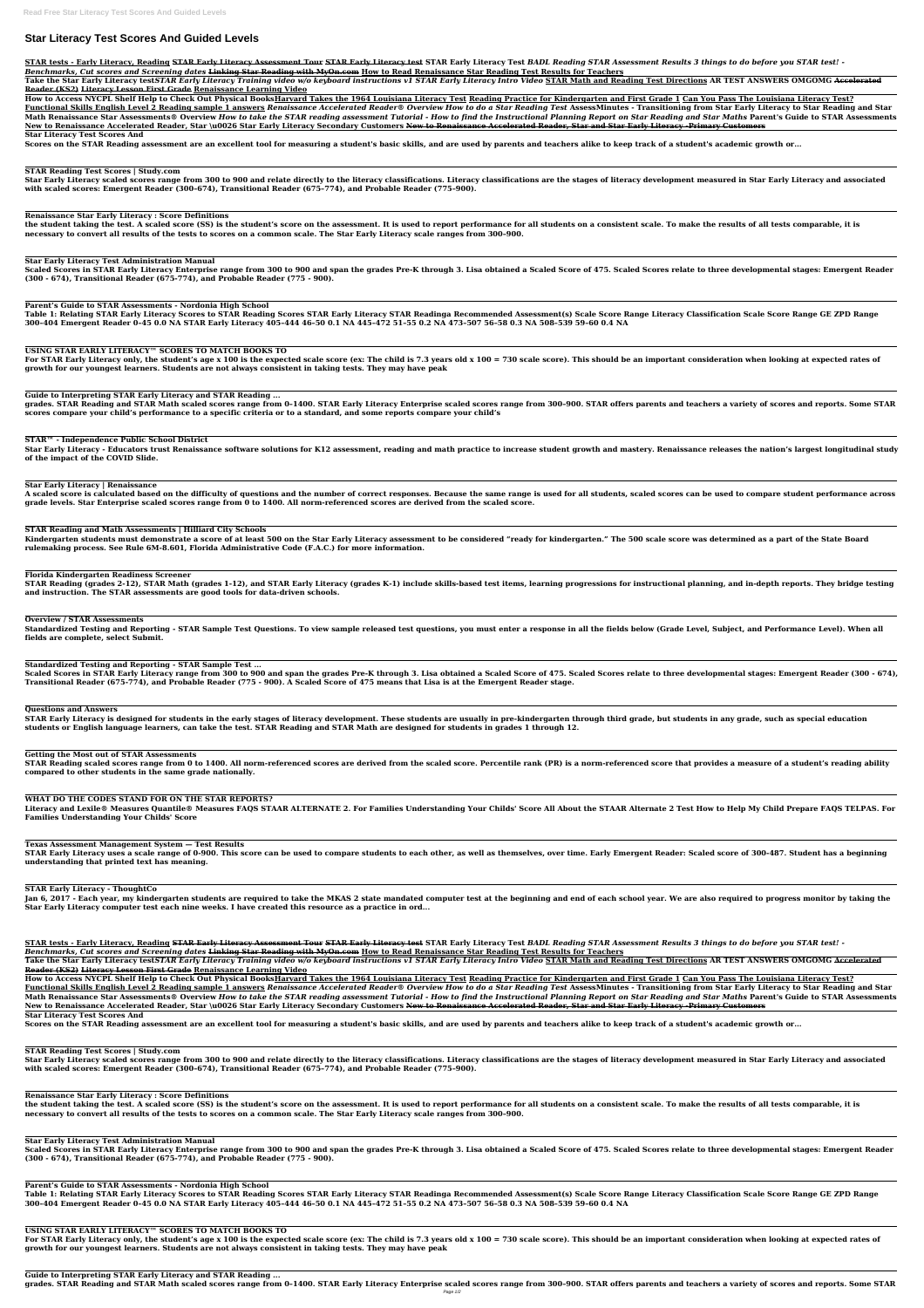# Star Literacy Test Scores And Guided Levels

STAR tests - Early Literacy, Reading ~~STAR Early Literacy Assessment Tour~~ ~~STAR Early Literacy test~~ STAR Early Literacy Test *BADL Reading STAR Assessment Results 3 things to do before you STAR test! - Benchmarks, Cut scores and Screening dates* ~~Linking Star Reading with MyOn.com~~ How to Read Renaissance Star Reading Test Results for Teachers

Take the Star Early Literacy test*STAR Early Literacy Training video w/o keyboard instructions v1 STAR Early Literacy Intro Video* STAR Math and Reading Test Directions AR TEST ANSWERS OMGOMG ~~Accelerated Reader (KS2)~~ Literacy Lesson First Grade Renaissance Learning Video

How to Access NYCPL Shelf Help to Check Out Physical BooksHarvard Takes the 1964 Louisiana Literacy Test Reading Practice for Kindergarten and First Grade 1 Can You Pass The Louisiana Literacy Test? Functional Skills English Level 2 Reading sample 1 answers *Renaissance Accelerated Reader® Overview How to do a Star Reading Test* AssessMinutes - Transitioning from Star Early Literacy to Star Reading and Star Math Renaissance Star Assessments® Overview *How to take the STAR reading assessment Tutorial - How to find the Instructional Planning Report on Star Reading and Star Maths* Parent's Guide to STAR Assessments New to Renaissance Accelerated Reader, Star \u0026 Star Early Literacy Secondary Customers ~~New to Renaissance Accelerated Reader, Star and Star Early Literacy -Primary Customers~~

**Star Literacy Test Scores And**

Scores on the STAR Reading assessment are an excellent tool for measuring a student's basic skills, and are used by parents and teachers alike to keep track of a student's academic growth or...

**STAR Reading Test Scores | Study.com**

Star Early Literacy scaled scores range from 300 to 900 and relate directly to the literacy classifications. Literacy classifications are the stages of literacy development measured in Star Early Literacy and associated with scaled scores: Emergent Reader (300–674), Transitional Reader (675–774), and Probable Reader (775–900).

**Renaissance Star Early Literacy : Score Definitions**

the student taking the test. A scaled score (SS) is the student's score on the assessment. It is used to report performance for all students on a consistent scale. To make the results of all tests comparable, it is necessary to convert all results of the tests to scores on a common scale. The Star Early Literacy scale ranges from 300–900.

**Star Early Literacy Test Administration Manual**

Scaled Scores in STAR Early Literacy Enterprise range from 300 to 900 and span the grades Pre-K through 3. Lisa obtained a Scaled Score of 475. Scaled Scores relate to three developmental stages: Emergent Reader (300 - 674), Transitional Reader (675-774), and Probable Reader (775 - 900).

**Parent's Guide to STAR Assessments - Nordonia High School**

Table 1: Relating STAR Early Literacy Scores to STAR Reading Scores STAR Early Literacy STAR Readinga Recommended Assessment(s) Scale Score Range Literacy Classification Scale Score Range GE ZPD Range 300–404 Emergent Reader 0–45 0.0 NA STAR Early Literacy 405–444 46–50 0.1 NA 445–472 51–55 0.2 NA 473–507 56–58 0.3 NA 508–539 59–60 0.4 NA

**USING STAR EARLY LITERACY™ SCORES TO MATCH BOOKS TO**

For STAR Early Literacy only, the student's age x 100 is the expected scale score (ex: The child is 7.3 years old x 100 = 730 scale score). This should be an important consideration when looking at expected rates of growth for our youngest learners. Students are not always consistent in taking tests. They may have peak

**Guide to Interpreting STAR Early Literacy and STAR Reading ...**

grades. STAR Reading and STAR Math scaled scores range from 0–1400. STAR Early Literacy Enterprise scaled scores range from 300–900. STAR offers parents and teachers a variety of scores and reports. Some STAR scores compare your child's performance to a specific criteria or to a standard, and some reports compare your child's

**STAR™ - Independence Public School District**

Star Early Literacy - Educators trust Renaissance software solutions for K12 assessment, reading and math practice to increase student growth and mastery. Renaissance releases the nation's largest longitudinal study of the impact of the COVID Slide.

**Star Early Literacy | Renaissance**

A scaled score is calculated based on the difficulty of questions and the number of correct responses. Because the same range is used for all students, scaled scores can be used to compare student performance across grade levels. Star Enterprise scaled scores range from 0 to 1400. All norm-referenced scores are derived from the scaled score.

**STAR Reading and Math Assessments | Hilliard City Schools**

Kindergarten students must demonstrate a score of at least 500 on the Star Early Literacy assessment to be considered "ready for kindergarten." The 500 scale score was determined as a part of the State Board rulemaking process. See Rule 6M-8.601, Florida Administrative Code (F.A.C.) for more information.

**Florida Kindergarten Readiness Screener**

STAR Reading (grades 2-12), STAR Math (grades 1–12), and STAR Early Literacy (grades K-1) include skills-based test items, learning progressions for instructional planning, and in-depth reports. They bridge testing and instruction. The STAR assessments are good tools for data-driven schools.

**Overview / STAR Assessments**

Standardized Testing and Reporting - STAR Sample Test Questions. To view sample released test questions, you must enter a response in all the fields below (Grade Level, Subject, and Performance Level). When all fields are complete, select Submit.

**Standardized Testing and Reporting - STAR Sample Test ...**

Scaled Scores in STAR Early Literacy range from 300 to 900 and span the grades Pre-K through 3. Lisa obtained a Scaled Score of 475. Scaled Scores relate to three developmental stages: Emergent Reader (300 - 674), Transitional Reader (675-774), and Probable Reader (775 - 900). A Scaled Score of 475 means that Lisa is at the Emergent Reader stage.

**Questions and Answers**

STAR Early Literacy is designed for students in the early stages of literacy development. These students are usually in pre-kindergarten through third grade, but students in any grade, such as special education students or English language learners, can take the test. STAR Reading and STAR Math are designed for students in grades 1 through 12.

**Getting the Most out of STAR Assessments**

STAR Reading scaled scores range from 0 to 1400. All norm-referenced scores are derived from the scaled score. Percentile rank (PR) is a norm-referenced score that provides a measure of a student's reading ability compared to other students in the same grade nationally.

**WHAT DO THE CODES STAND FOR ON THE STAR REPORTS?**

Literacy and Lexile® Measures Quantile® Measures FAQS STAAR ALTERNATE 2. For Families Understanding Your Childs' Score All About the STAAR Alternate 2 Test How to Help My Child Prepare FAQS TELPAS. For Families Understanding Your Childs' Score

**Texas Assessment Management System — Test Results**

STAR Early Literacy uses a scale range of 0-900. This score can be used to compare students to each other, as well as themselves, over time. Early Emergent Reader: Scaled score of 300-487. Student has a beginning understanding that printed text has meaning.

**STAR Early Literacy - ThoughtCo**

Jan 6, 2017 - Each year, my kindergarten students are required to take the MKAS 2 state mandated computer test at the beginning and end of each school year. We are also required to progress monitor by taking the Star Early Literacy computer test each nine weeks. I have created this resource as a practice in ord...

STAR tests - Early Literacy, Reading ~~STAR Early Literacy Assessment Tour~~ ~~STAR Early Literacy test~~ STAR Early Literacy Test *BADL Reading STAR Assessment Results 3 things to do before you STAR test! - Benchmarks, Cut scores and Screening dates* ~~Linking Star Reading with MyOn.com~~ How to Read Renaissance Star Reading Test Results for Teachers

Take the Star Early Literacy test*STAR Early Literacy Training video w/o keyboard instructions v1 STAR Early Literacy Intro Video* STAR Math and Reading Test Directions AR TEST ANSWERS OMGOMG ~~Accelerated Reader (KS2)~~ Literacy Lesson First Grade Renaissance Learning Video

How to Access NYCPL Shelf Help to Check Out Physical BooksHarvard Takes the 1964 Louisiana Literacy Test Reading Practice for Kindergarten and First Grade 1 Can You Pass The Louisiana Literacy Test? Functional Skills English Level 2 Reading sample 1 answers *Renaissance Accelerated Reader® Overview How to do a Star Reading Test* AssessMinutes - Transitioning from Star Early Literacy to Star Reading and Star Math Renaissance Star Assessments® Overview *How to take the STAR reading assessment Tutorial - How to find the Instructional Planning Report on Star Reading and Star Maths* Parent's Guide to STAR Assessments New to Renaissance Accelerated Reader, Star \u0026 Star Early Literacy Secondary Customers ~~New to Renaissance Accelerated Reader, Star and Star Early Literacy -Primary Customers~~

**Star Literacy Test Scores And**

Scores on the STAR Reading assessment are an excellent tool for measuring a student's basic skills, and are used by parents and teachers alike to keep track of a student's academic growth or...

**STAR Reading Test Scores | Study.com**

Star Early Literacy scaled scores range from 300 to 900 and relate directly to the literacy classifications. Literacy classifications are the stages of literacy development measured in Star Early Literacy and associated with scaled scores: Emergent Reader (300–674), Transitional Reader (675–774), and Probable Reader (775–900).

**Renaissance Star Early Literacy : Score Definitions**

the student taking the test. A scaled score (SS) is the student's score on the assessment. It is used to report performance for all students on a consistent scale. To make the results of all tests comparable, it is necessary to convert all results of the tests to scores on a common scale. The Star Early Literacy scale ranges from 300–900.

**Star Early Literacy Test Administration Manual**

Scaled Scores in STAR Early Literacy Enterprise range from 300 to 900 and span the grades Pre-K through 3. Lisa obtained a Scaled Score of 475. Scaled Scores relate to three developmental stages: Emergent Reader (300 - 674), Transitional Reader (675-774), and Probable Reader (775 - 900).

**Parent's Guide to STAR Assessments - Nordonia High School**

Table 1: Relating STAR Early Literacy Scores to STAR Reading Scores STAR Early Literacy STAR Readinga Recommended Assessment(s) Scale Score Range Literacy Classification Scale Score Range GE ZPD Range 300–404 Emergent Reader 0–45 0.0 NA STAR Early Literacy 405–444 46–50 0.1 NA 445–472 51–55 0.2 NA 473–507 56–58 0.3 NA 508–539 59–60 0.4 NA

**USING STAR EARLY LITERACY™ SCORES TO MATCH BOOKS TO**

For STAR Early Literacy only, the student's age x 100 is the expected scale score (ex: The child is 7.3 years old x 100 = 730 scale score). This should be an important consideration when looking at expected rates of growth for our youngest learners. Students are not always consistent in taking tests. They may have peak

**Guide to Interpreting STAR Early Literacy and STAR Reading ...**

grades. STAR Reading and STAR Math scaled scores range from 0–1400. STAR Early Literacy Enterprise scaled scores range from 300–900. STAR offers parents and teachers a variety of scores and reports. Some STAR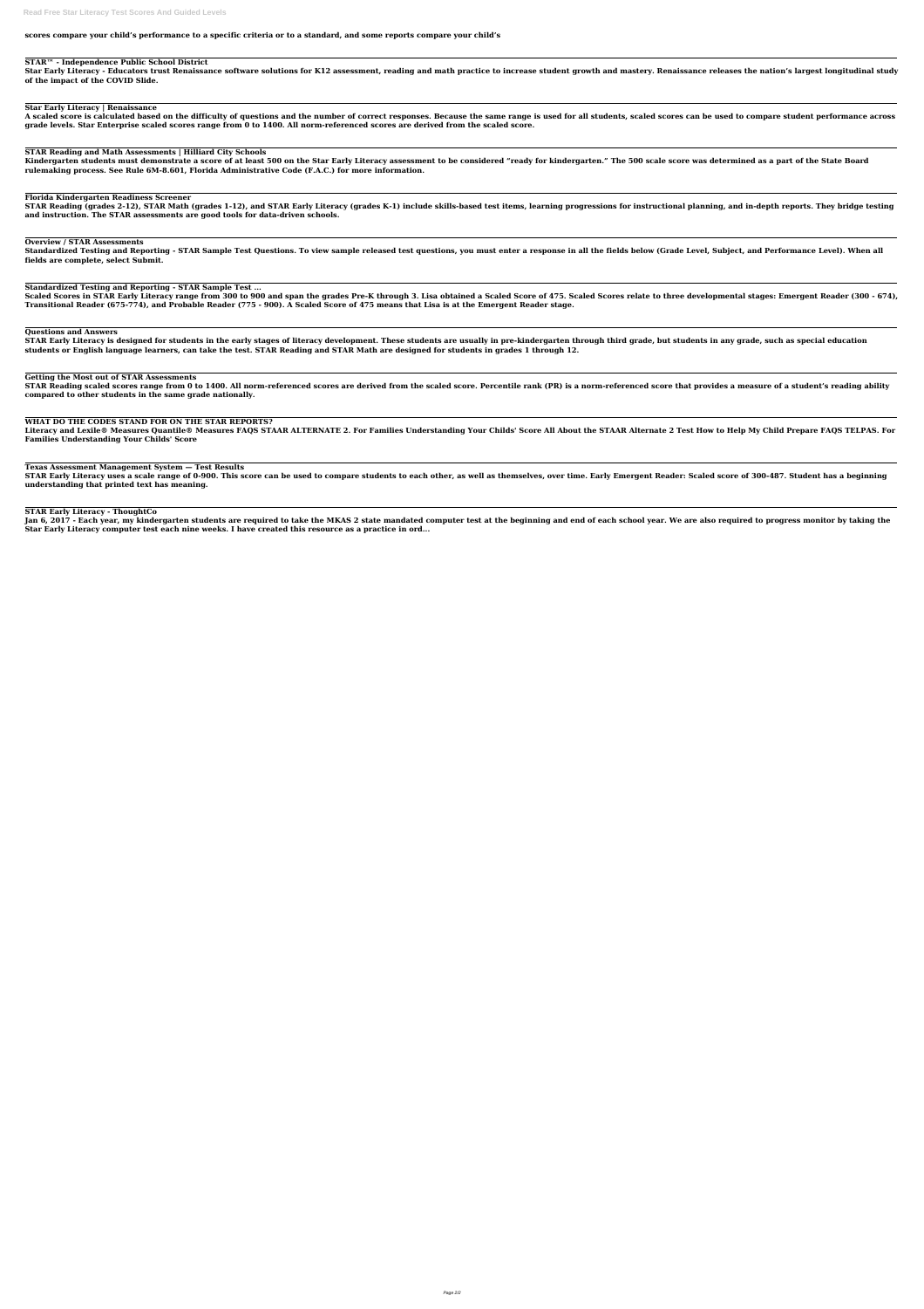scores compare your child's performance to a specific criteria or to a standard, and some reports compare your child's

## STAR™ - Independence Public School District

Star Early Literacy - Educators trust Renaissance software solutions for K12 assessment, reading and math practice to increase student growth and mastery. Renaissance releases the nation's largest longitudinal study of the impact of the COVID Slide.

## Star Early Literacy | Renaissance

A scaled score is calculated based on the difficulty of questions and the number of correct responses. Because the same range is used for all students, scaled scores can be used to compare student performance across grade levels. Star Enterprise scaled scores range from 0 to 1400. All norm-referenced scores are derived from the scaled score.

## STAR Reading and Math Assessments | Hilliard City Schools

Kindergarten students must demonstrate a score of at least 500 on the Star Early Literacy assessment to be considered "ready for kindergarten." The 500 scale score was determined as a part of the State Board rulemaking process. See Rule 6M-8.601, Florida Administrative Code (F.A.C.) for more information.

## Florida Kindergarten Readiness Screener

STAR Reading (grades 2-12), STAR Math (grades 1-12), and STAR Early Literacy (grades K-1) include skills-based test items, learning progressions for instructional planning, and in-depth reports. They bridge testing and instruction. The STAR assessments are good tools for data-driven schools.

## Overview / STAR Assessments

Standardized Testing and Reporting - STAR Sample Test Questions. To view sample released test questions, you must enter a response in all the fields below (Grade Level, Subject, and Performance Level). When all fields are complete, select Submit.

## Standardized Testing and Reporting - STAR Sample Test ...

Scaled Scores in STAR Early Literacy range from 300 to 900 and span the grades Pre-K through 3. Lisa obtained a Scaled Score of 475. Scaled Scores relate to three developmental stages: Emergent Reader (300 - 674), Transitional Reader (675-774), and Probable Reader (775 - 900). A Scaled Score of 475 means that Lisa is at the Emergent Reader stage.

## Questions and Answers

STAR Early Literacy is designed for students in the early stages of literacy development. These students are usually in pre-kindergarten through third grade, but students in any grade, such as special education students or English language learners, can take the test. STAR Reading and STAR Math are designed for students in grades 1 through 12.

## Getting the Most out of STAR Assessments

STAR Reading scaled scores range from 0 to 1400. All norm-referenced scores are derived from the scaled score. Percentile rank (PR) is a norm-referenced score that provides a measure of a student's reading ability compared to other students in the same grade nationally.

## WHAT DO THE CODES STAND FOR ON THE STAR REPORTS?

Literacy and Lexile® Measures Quantile® Measures FAQS STAAR ALTERNATE 2. For Families Understanding Your Childs' Score All About the STAAR Alternate 2 Test How to Help My Child Prepare FAQS TELPAS. For Families Understanding Your Childs' Score

## Texas Assessment Management System — Test Results

STAR Early Literacy uses a scale range of 0-900. This score can be used to compare students to each other, as well as themselves, over time. Early Emergent Reader: Scaled score of 300-487. Student has a beginning understanding that printed text has meaning.

## STAR Early Literacy - ThoughtCo

Jan 6, 2017 - Each year, my kindergarten students are required to take the MKAS 2 state mandated computer test at the beginning and end of each school year. We are also required to progress monitor by taking the Star Early Literacy computer test each nine weeks. I have created this resource as a practice in ord...